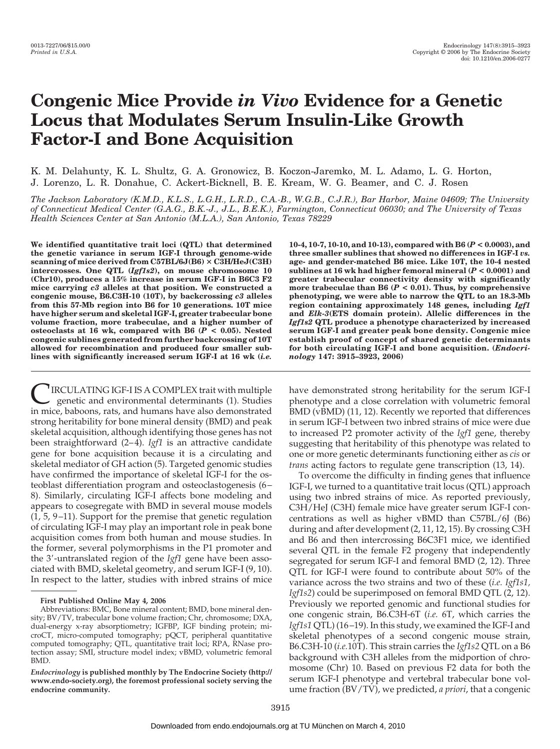# Congenic Mice Provide *in Vivo* Evidence for a Genetic Locus that Modulates Serum Insulin-Like Growth Factor-I and Bone Acquisition

K. M. Delahunty, K. L. Shultz, G. A. Gronowicz, B. Koczon-Jaremko, M. L. Adamo, L. G. Horton, J. Lorenzo, L. R. Donahue, C. Ackert-Bicknell, B. E. Kream, W. G. Beamer, and C. J. Rosen

*The Jackson Laboratory (K.M.D., K.L.S., L.G.H., L.R.D., C.A.-B., W.G.B., C.J.R.), Bar Harbor, Maine 04609; The University of Connecticut Medical Center (G.A.G., B.K.-J., J.L., B.E.K.), Farmington, Connecticut 06030; and The University of Texas Health Sciences Center at San Antonio (M.L.A.), San Antonio, Texas 78229*

**We identified quantitative trait loci (QTL) that determined the genetic variance in serum IGF-I through genome-wide scanning of mice derived from C57BL/6J(B6) × C3H/HeJ(C3H) intercrosses. One QTL (*Igf1s2*), on mouse chromosome 10 (Chr10), produces a 15% increase in serum IGF-I in B6C3 F2 mice carrying *c3* alleles at that position. We constructed a congenic mouse, B6.C3H-10 (10T), by backcrossing *c3* alleles from this 57-Mb region into B6 for 10 generations. 10T mice have higher serum and skeletal IGF-I, greater trabecular bone volume fraction, more trabeculae, and a higher number of osteoclasts at 16 wk, compared with B6 ($P < 0.05$). Nested congenic sublines generated from further backcrossing of 10T allowed for recombination and produced four smaller sublines with significantly increased serum IGF-I at 16 wk (*i.e.* 10-4, 10-7, 10-10, and 10-13), compared with B6 ($P < 0.0003$), and three smaller sublines that showed no differences in IGF-I *vs.* age- and gender-matched B6 mice. Like 10T, the 10-4 nested sublines at 16 wk had higher femoral mineral ($P < 0.0001$) and greater trabecular connectivity density with significantly more trabeculae than B6 ($P < 0.01$). Thus, by comprehensive phenotyping, we were able to narrow the QTL to an 18.3-Mb region containing approximately 148 genes, including *Igf1* and *Elk-3*(ETS domain protein). Allelic differences in the *Igf1s2* QTL produce a phenotype characterized by increased serum IGF-I and greater peak bone density. Congenic mice establish proof of concept of shared genetic determinants for both circulating IGF-I and bone acquisition. (*Endocrinology* 147: 3915–3923, 2006)**

CIRCULATING IGF-I IS A COMPLEX trait with multiple genetic and environmental determinants (1). Studies in mice, baboons, rats, and humans have also demonstrated strong heritability for bone mineral density (BMD) and peak skeletal acquisition, although identifying those genes has not been straightforward (2–4). *Igf1* is an attractive candidate gene for bone acquisition because it is a circulating and skeletal mediator of GH action (5). Targeted genomic studies have confirmed the importance of skeletal IGF-I for the osteoblast differentiation program and osteoclastogenesis (6–8). Similarly, circulating IGF-I affects bone modeling and appears to cosegregate with BMD in several mouse models (1, 5, 9–11). Support for the premise that genetic regulation of circulating IGF-I may play an important role in peak bone acquisition comes from both human and mouse studies. In the former, several polymorphisms in the P1 promoter and the 3′-untranslated region of the *Igf1* gene have been associated with BMD, skeletal geometry, and serum IGF-I (9, 10). In respect to the latter, studies with inbred strains of mice have demonstrated strong heritability for the serum IGF-I phenotype and a close correlation with volumetric femoral BMD (vBMD) (11, 12). Recently we reported that differences in serum IGF-I between two inbred strains of mice were due to increased P2 promoter activity of the *Igf1* gene, thereby suggesting that heritability of this phenotype was related to one or more genetic determinants functioning either as *cis* or *trans* acting factors to regulate gene transcription (13, 14).

To overcome the difficulty in finding genes that influence IGF-I, we turned to a quantitative trait locus (QTL) approach using two inbred strains of mice. As reported previously, C3H/HeJ (C3H) female mice have greater serum IGF-I concentrations as well as higher vBMD than C57BL/6J (B6) during and after development (2, 11, 12, 15). By crossing C3H and B6 and then intercrossing B6C3F1 mice, we identified several QTL in the female F2 progeny that independently segregated for serum IGF-I and femoral BMD (2, 12). Three QTL for IGF-I were found to contribute about 50% of the variance across the two strains and two of these (*i.e. Igf1s1, Igf1s2*) could be superimposed on femoral BMD QTL (2, 12). Previously we reported genomic and functional studies for one congenic strain, B6.C3H-6T (*i.e.* 6T, which carries the *Igf1s1* QTL) (16–19). In this study, we examined the IGF-I and skeletal phenotypes of a second congenic mouse strain, B6.C3H-10 (*i.e.*10T). This strain carries the *Igf1s2* QTL on a B6 background with C3H alleles from the midportion of chromosome (Chr) 10. Based on previous F2 data for both the serum IGF-I phenotype and vertebral trabecular bone volume fraction (BV/TV), we predicted, *a priori*, that a congenic

**First Published Online May 4, 2006**

Abbreviations: BMC, Bone mineral content; BMD, bone mineral density; BV/TV, trabecular bone volume fraction; Chr, chromosome; DXA, dual-energy x-ray absorptiometry; IGFBP, IGF binding protein; microCT, micro-computed tomography; pQCT, peripheral quantitative computed tomography; QTL, quantitative trait loci; RPA, RNase protection assay; SMI, structure model index; vBMD, volumetric femoral BMD.

*Endocrinology* **is published monthly by The Endocrine Society (http://www.endo-society.org), the foremost professional society serving the endocrine community.**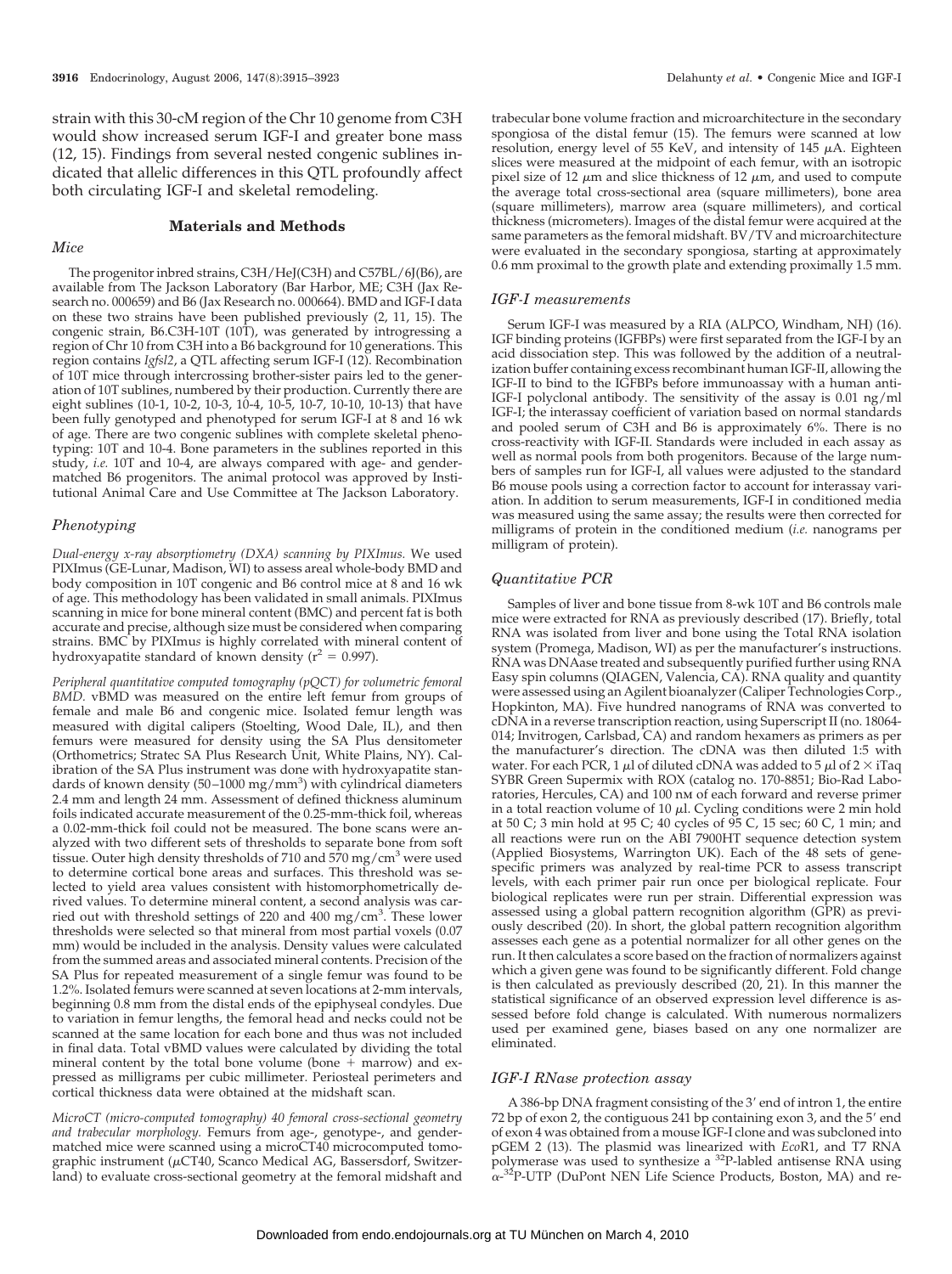strain with this 30-cM region of the Chr 10 genome from C3H would show increased serum IGF-I and greater bone mass (12, 15). Findings from several nested congenic sublines indicated that allelic differences in this QTL profoundly affect both circulating IGF-I and skeletal remodeling.

## Materials and Methods

### Mice

The progenitor inbred strains, C3H/HeJ(C3H) and C57BL/6J(B6), are available from The Jackson Laboratory (Bar Harbor, ME; C3H (Jax Research no. 000659) and B6 (Jax Research no. 000664). BMD and IGF-I data on these two strains have been published previously (2, 11, 15). The congenic strain, B6.C3H-10T (10T), was generated by introgressing a region of Chr 10 from C3H into a B6 background for 10 generations. This region contains *Igfsl2*, a QTL affecting serum IGF-I (12). Recombination of 10T mice through intercrossing brother-sister pairs led to the generation of 10T sublines, numbered by their production. Currently there are eight sublines (10-1, 10-2, 10-3, 10-4, 10-5, 10-7, 10-10, 10-13) that have been fully genotyped and phenotyped for serum IGF-I at 8 and 16 wk of age. There are two congenic sublines with complete skeletal phenotyping: 10T and 10-4. Bone parameters in the sublines reported in this study, *i.e.* 10T and 10-4, are always compared with age- and gender-matched B6 progenitors. The animal protocol was approved by Institutional Animal Care and Use Committee at The Jackson Laboratory.

### Phenotyping

*Dual-energy x-ray absorptiometry (DXA) scanning by PIXImus.* We used PIXImus (GE-Lunar, Madison, WI) to assess areal whole-body BMD and body composition in 10T congenic and B6 control mice at 8 and 16 wk of age. This methodology has been validated in small animals. PIXImus scanning in mice for bone mineral content (BMC) and percent fat is both accurate and precise, although size must be considered when comparing strains. BMC by PIXImus is highly correlated with mineral content of hydroxyapatite standard of known density ($r^2 = 0.997$).

*Peripheral quantitative computed tomography (pQCT) for volumetric femoral BMD.* vBMD was measured on the entire left femur from groups of female and male B6 and congenic mice. Isolated femur length was measured with digital calipers (Stoelting, Wood Dale, IL), and then femurs were measured for density using the SA Plus densitometer (Orthometrics; Stratec SA Plus Research Unit, White Plains, NY). Calibration of the SA Plus instrument was done with hydroxyapatite standards of known density (50–1000 mg/mm$^3$) with cylindrical diameters 2.4 mm and length 24 mm. Assessment of defined thickness aluminum foils indicated accurate measurement of the 0.25-mm-thick foil, whereas a 0.02-mm-thick foil could not be measured. The bone scans were analyzed with two different sets of thresholds to separate bone from soft tissue. Outer high density thresholds of 710 and 570 mg/cm$^3$ were used to determine cortical bone areas and surfaces. This threshold was selected to yield area values consistent with histomorphometrically derived values. To determine mineral content, a second analysis was carried out with threshold settings of 220 and 400 mg/cm$^3$. These lower thresholds were selected so that mineral from most partial voxels (0.07 mm) would be included in the analysis. Density values were calculated from the summed areas and associated mineral contents. Precision of the SA Plus for repeated measurement of a single femur was found to be 1.2%. Isolated femurs were scanned at seven locations at 2-mm intervals, beginning 0.8 mm from the distal ends of the epiphyseal condyles. Due to variation in femur lengths, the femoral head and necks could not be scanned at the same location for each bone and thus was not included in final data. Total vBMD values were calculated by dividing the total mineral content by the total bone volume (bone + marrow) and expressed as milligrams per cubic millimeter. Periosteal perimeters and cortical thickness data were obtained at the midshaft scan.

*MicroCT (micro-computed tomography) 40 femoral cross-sectional geometry and trabecular morphology.* Femurs from age-, genotype-, and gender-matched mice were scanned using a microCT40 microcomputed tomographic instrument ($\mu$CT40, Scanco Medical AG, Bassersdorf, Switzerland) to evaluate cross-sectional geometry at the femoral midshaft and trabecular bone volume fraction and microarchitecture in the secondary spongiosa of the distal femur (15). The femurs were scanned at low resolution, energy level of 55 KeV, and intensity of 145 $\mu$A. Eighteen slices were measured at the midpoint of each femur, with an isotropic pixel size of 12 $\mu$m and slice thickness of 12 $\mu$m, and used to compute the average total cross-sectional area (square millimeters), bone area (square millimeters), marrow area (square millimeters), and cortical thickness (micrometers). Images of the distal femur were acquired at the same parameters as the femoral midshaft. BV/TV and microarchitecture were evaluated in the secondary spongiosa, starting at approximately 0.6 mm proximal to the growth plate and extending proximally 1.5 mm.

### IGF-I measurements

Serum IGF-I was measured by a RIA (ALPCO, Windham, NH) (16). IGF binding proteins (IGFBPs) were first separated from the IGF-I by an acid dissociation step. This was followed by the addition of a neutralization buffer containing excess recombinant human IGF-II, allowing the IGF-II to bind to the IGFBPs before immunoassay with a human anti-IGF-I polyclonal antibody. The sensitivity of the assay is 0.01 ng/ml IGF-I; the interassay coefficient of variation based on normal standards and pooled serum of C3H and B6 is approximately 6%. There is no cross-reactivity with IGF-II. Standards were included in each assay as well as normal pools from both progenitors. Because of the large numbers of samples run for IGF-I, all values were adjusted to the standard B6 mouse pools using a correction factor to account for interassay variation. In addition to serum measurements, IGF-I in conditioned media was measured using the same assay; the results were then corrected for milligrams of protein in the conditioned medium (*i.e.* nanograms per milligram of protein).

### Quantitative PCR

Samples of liver and bone tissue from 8-wk 10T and B6 controls male mice were extracted for RNA as previously described (17). Briefly, total RNA was isolated from liver and bone using the Total RNA isolation system (Promega, Madison, WI) as per the manufacturer's instructions. RNA was DNAase treated and subsequently purified further using RNA Easy spin columns (QIAGEN, Valencia, CA). RNA quality and quantity were assessed using an Agilent bioanalyzer (Caliper Technologies Corp., Hopkinton, MA). Five hundred nanograms of RNA was converted to cDNA in a reverse transcription reaction, using Superscript II (no. 18064-014; Invitrogen, Carlsbad, CA) and random hexamers as primers as per the manufacturer's direction. The cDNA was then diluted 1:5 with water. For each PCR, 1 $\mu$l of diluted cDNA was added to 5 $\mu$l of 2 × iTaq SYBR Green Supermix with ROX (catalog no. 170-8851; Bio-Rad Laboratories, Hercules, CA) and 100 nM of each forward and reverse primer in a total reaction volume of 10 $\mu$l. Cycling conditions were 2 min hold at 50 C; 3 min hold at 95 C; 40 cycles of 95 C, 15 sec; 60 C, 1 min; and all reactions were run on the ABI 7900HT sequence detection system (Applied Biosystems, Warrington UK). Each of the 48 sets of gene-specific primers was analyzed by real-time PCR to assess transcript levels, with each primer pair run once per biological replicate. Four biological replicates were run per strain. Differential expression was assessed using a global pattern recognition algorithm (GPR) as previously described (20). In short, the global pattern recognition algorithm assesses each gene as a potential normalizer for all other genes on the run. It then calculates a score based on the fraction of normalizers against which a given gene was found to be significantly different. Fold change is then calculated as previously described (20, 21). In this manner the statistical significance of an observed expression level difference is assessed before fold change is calculated. With numerous normalizers used per examined gene, biases based on any one normalizer are eliminated.

### IGF-I RNase protection assay

A 386-bp DNA fragment consisting of the 3′ end of intron 1, the entire 72 bp of exon 2, the contiguous 241 bp containing exon 3, and the 5′ end of exon 4 was obtained from a mouse IGF-I clone and was subcloned into pGEM 2 (13). The plasmid was linearized with *Eco*R1, and T7 RNA polymerase was used to synthesize a $^{32}$P-labled antisense RNA using $\alpha$-$^{32}$P-UTP (DuPont NEN Life Science Products, Boston, MA) and re-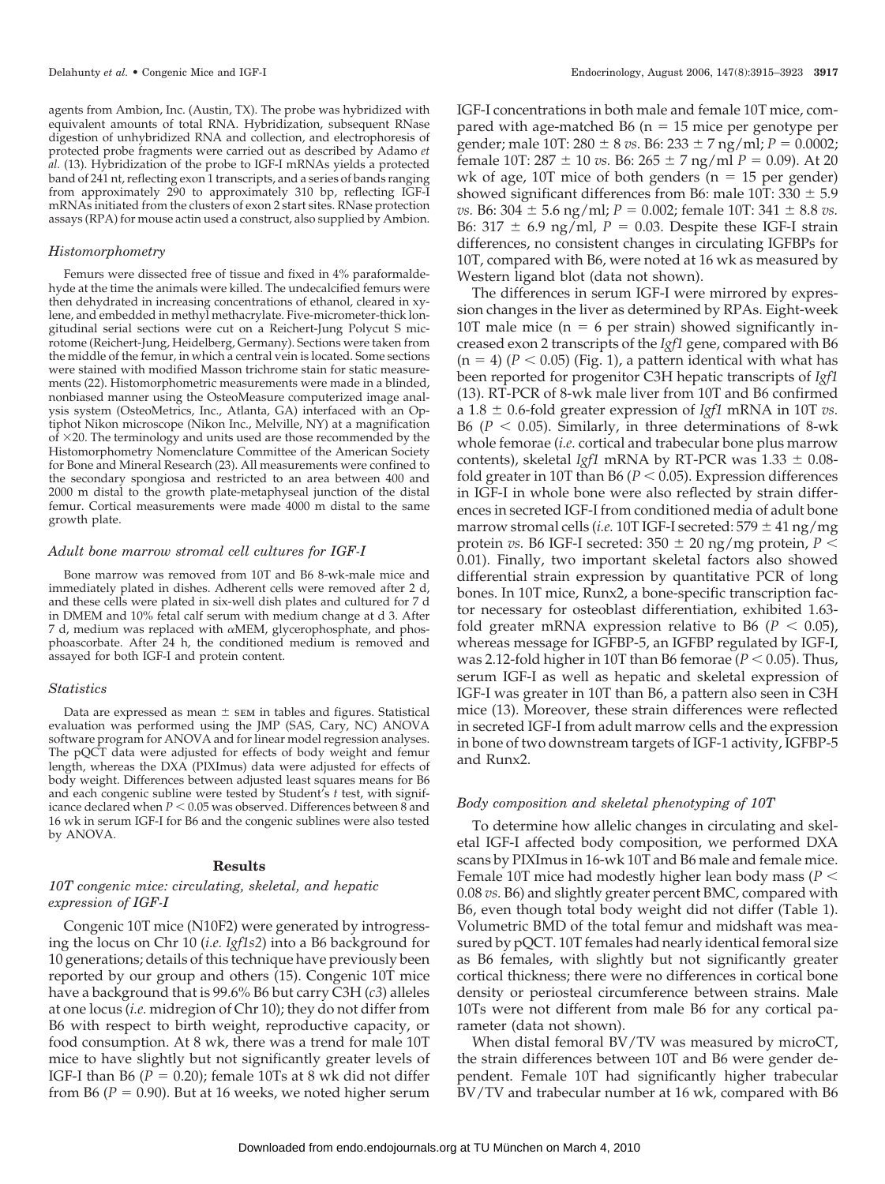agents from Ambion, Inc. (Austin, TX). The probe was hybridized with equivalent amounts of total RNA. Hybridization, subsequent RNase digestion of unhybridized RNA and collection, and electrophoresis of protected probe fragments were carried out as described by Adamo *et al.* (13). Hybridization of the probe to IGF-I mRNAs yields a protected band of 241 nt, reflecting exon 1 transcripts, and a series of bands ranging from approximately 290 to approximately 310 bp, reflecting IGF-I mRNAs initiated from the clusters of exon 2 start sites. RNase protection assays (RPA) for mouse actin used a construct, also supplied by Ambion.

### *Histomorphometry*

Femurs were dissected free of tissue and fixed in 4% paraformaldehyde at the time the animals were killed. The undecalcified femurs were then dehydrated in increasing concentrations of ethanol, cleared in xylene, and embedded in methyl methacrylate. Five-micrometer-thick longitudinal serial sections were cut on a Reichert-Jung Polycut S microtome (Reichert-Jung, Heidelberg, Germany). Sections were taken from the middle of the femur, in which a central vein is located. Some sections were stained with modified Masson trichrome stain for static measurements (22). Histomorphometric measurements were made in a blinded, nonbiased manner using the OsteoMeasure computerized image analysis system (OsteoMetrics, Inc., Atlanta, GA) interfaced with an Optiphot Nikon microscope (Nikon Inc., Melville, NY) at a magnification of ×20. The terminology and units used are those recommended by the Histomorphometry Nomenclature Committee of the American Society for Bone and Mineral Research (23). All measurements were confined to the secondary spongiosa and restricted to an area between 400 and 2000 m distal to the growth plate-metaphyseal junction of the distal femur. Cortical measurements were made 4000 m distal to the same growth plate.

### *Adult bone marrow stromal cell cultures for IGF-I*

Bone marrow was removed from 10T and B6 8-wk-male mice and immediately plated in dishes. Adherent cells were removed after 2 d, and these cells were plated in six-well dish plates and cultured for 7 d in DMEM and 10% fetal calf serum with medium change at d 3. After 7 d, medium was replaced with αMEM, glycerophosphate, and phosphoascorbate. After 24 h, the conditioned medium is removed and assayed for both IGF-I and protein content.

### *Statistics*

Data are expressed as mean ± SEM in tables and figures. Statistical evaluation was performed using the JMP (SAS, Cary, NC) ANOVA software program for ANOVA and for linear model regression analyses. The pQCT data were adjusted for effects of body weight and femur length, whereas the DXA (PIXImus) data were adjusted for effects of body weight. Differences between adjusted least squares means for B6 and each congenic subline were tested by Student's *t* test, with significance declared when $P < 0.05$ was observed. Differences between 8 and 16 wk in serum IGF-I for B6 and the congenic sublines were also tested by ANOVA.

## Results

### *10T congenic mice: circulating, skeletal, and hepatic expression of IGF-I*

Congenic 10T mice (N10F2) were generated by introgressing the locus on Chr 10 (*i.e. Igf1s2*) into a B6 background for 10 generations; details of this technique have previously been reported by our group and others (15). Congenic 10T mice have a background that is 99.6% B6 but carry C3H (*c3*) alleles at one locus (*i.e.* midregion of Chr 10); they do not differ from B6 with respect to birth weight, reproductive capacity, or food consumption. At 8 wk, there was a trend for male 10T mice to have slightly but not significantly greater levels of IGF-I than B6 ($P = 0.20$); female 10Ts at 8 wk did not differ from B6 ($P = 0.90$). But at 16 weeks, we noted higher serum IGF-I concentrations in both male and female 10T mice, compared with age-matched B6 (n = 15 mice per genotype per gender; male 10T: 280 ± 8 *vs.* B6: 233 ± 7 ng/ml; $P = 0.0002$; female 10T: 287 ± 10 *vs.* B6: 265 ± 7 ng/ml $P = 0.09$). At 20 wk of age, 10T mice of both genders (n = 15 per gender) showed significant differences from B6: male 10T: 330 ± 5.9 *vs.* B6: 304 ± 5.6 ng/ml; $P = 0.002$; female 10T: 341 ± 8.8 *vs.* B6: 317 ± 6.9 ng/ml, $P = 0.03$. Despite these IGF-I strain differences, no consistent changes in circulating IGFBPs for 10T, compared with B6, were noted at 16 wk as measured by Western ligand blot (data not shown).

The differences in serum IGF-I were mirrored by expression changes in the liver as determined by RPAs. Eight-week 10T male mice (n = 6 per strain) showed significantly increased exon 2 transcripts of the *Igf1* gene, compared with B6 (n = 4) ($P < 0.05$) (Fig. 1), a pattern identical with what has been reported for progenitor C3H hepatic transcripts of *Igf1* (13). RT-PCR of 8-wk male liver from 10T and B6 confirmed a 1.8 ± 0.6-fold greater expression of *Igf1* mRNA in 10T *vs.* B6 ($P < 0.05$). Similarly, in three determinations of 8-wk whole femorae (*i.e.* cortical and trabecular bone plus marrow contents), skeletal *Igf1* mRNA by RT-PCR was 1.33 ± 0.08-fold greater in 10T than B6 ($P < 0.05$). Expression differences in IGF-I in whole bone were also reflected by strain differences in secreted IGF-I from conditioned media of adult bone marrow stromal cells (*i.e.* 10T IGF-I secreted: 579 ± 41 ng/mg protein *vs.* B6 IGF-I secreted: 350 ± 20 ng/mg protein, $P < 0.01$). Finally, two important skeletal factors also showed differential strain expression by quantitative PCR of long bones. In 10T mice, Runx2, a bone-specific transcription factor necessary for osteoblast differentiation, exhibited 1.63-fold greater mRNA expression relative to B6 ($P < 0.05$), whereas message for IGFBP-5, an IGFBP regulated by IGF-I, was 2.12-fold higher in 10T than B6 femorae ($P < 0.05$). Thus, serum IGF-I as well as hepatic and skeletal expression of IGF-I was greater in 10T than B6, a pattern also seen in C3H mice (13). Moreover, these strain differences were reflected in secreted IGF-I from adult marrow cells and the expression in bone of two downstream targets of IGF-1 activity, IGFBP-5 and Runx2.

### *Body composition and skeletal phenotyping of 10T*

To determine how allelic changes in circulating and skeletal IGF-I affected body composition, we performed DXA scans by PIXImus in 16-wk 10T and B6 male and female mice. Female 10T mice had modestly higher lean body mass ($P < 0.08$ *vs.* B6) and slightly greater percent BMC, compared with B6, even though total body weight did not differ (Table 1). Volumetric BMD of the total femur and midshaft was measured by pQCT. 10T females had nearly identical femoral size as B6 females, with slightly but not significantly greater cortical thickness; there were no differences in cortical bone density or periosteal circumference between strains. Male 10Ts were not different from male B6 for any cortical parameter (data not shown).

When distal femoral BV/TV was measured by microCT, the strain differences between 10T and B6 were gender dependent. Female 10T had significantly higher trabecular BV/TV and trabecular number at 16 wk, compared with B6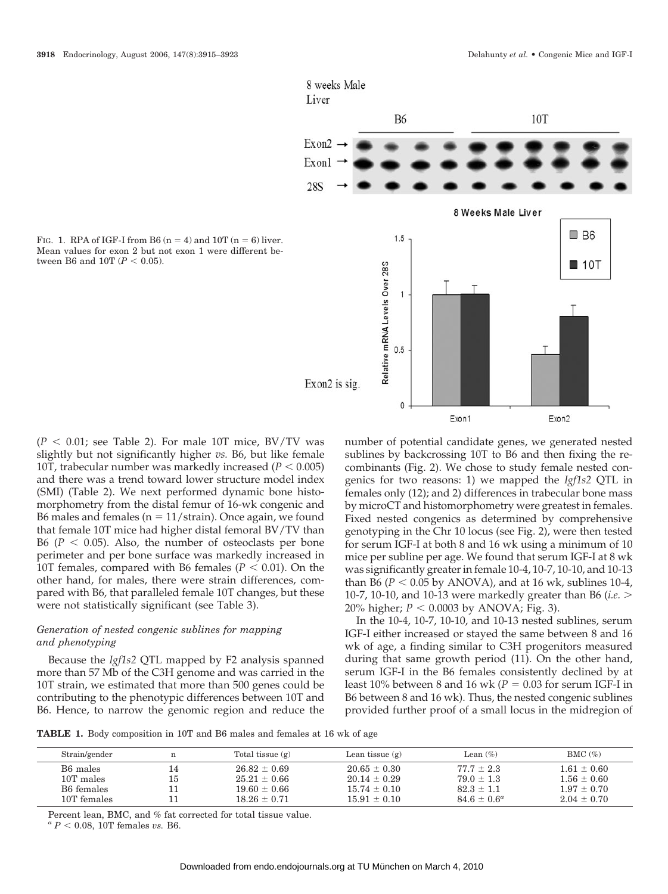FIG. 1. RPA of IGF-I from B6 (n = 4) and 10T (n = 6) liver. Mean values for exon 2 but not exon 1 were different between B6 and 10T ($P < 0.05$).

($P < 0.01$; see Table 2). For male 10T mice, BV/TV was slightly but not significantly higher *vs.* B6, but like female 10T, trabecular number was markedly increased ($P < 0.005$) and there was a trend toward lower structure model index (SMI) (Table 2). We next performed dynamic bone histomorphometry from the distal femur of 16-wk congenic and B6 males and females (n = 11/strain). Once again, we found that female 10T mice had higher distal femoral BV/TV than B6 ($P < 0.05$). Also, the number of osteoclasts per bone perimeter and per bone surface was markedly increased in 10T females, compared with B6 females ($P < 0.01$). On the other hand, for males, there were strain differences, compared with B6, that paralleled female 10T changes, but these were not statistically significant (see Table 3).

### *Generation of nested congenic sublines for mapping and phenotyping*

Because the *Igf1s2* QTL mapped by F2 analysis spanned more than 57 Mb of the C3H genome and was carried in the 10T strain, we estimated that more than 500 genes could be contributing to the phenotypic differences between 10T and B6. Hence, to narrow the genomic region and reduce the number of potential candidate genes, we generated nested sublines by backcrossing 10T to B6 and then fixing the recombinants (Fig. 2). We chose to study female nested congenics for two reasons: 1) we mapped the *Igf1s2* QTL in females only (12); and 2) differences in trabecular bone mass by microCT and histomorphometry were greatest in females. Fixed nested congenics as determined by comprehensive genotyping in the Chr 10 locus (see Fig. 2), were then tested for serum IGF-I at both 8 and 16 wk using a minimum of 10 mice per subline per age. We found that serum IGF-I at 8 wk was significantly greater in female 10-4, 10-7, 10-10, and 10-13 than B6 ($P < 0.05$ by ANOVA), and at 16 wk, sublines 10-4, 10-7, 10-10, and 10-13 were markedly greater than B6 (*i.e.* > 20% higher; $P < 0.0003$ by ANOVA; Fig. 3).

In the 10-4, 10-7, 10-10, and 10-13 nested sublines, serum IGF-I either increased or stayed the same between 8 and 16 wk of age, a finding similar to C3H progenitors measured during that same growth period (11). On the other hand, serum IGF-I in the B6 females consistently declined by at least 10% between 8 and 16 wk ($P = 0.03$ for serum IGF-I in B6 between 8 and 16 wk). Thus, the nested congenic sublines provided further proof of a small locus in the midregion of

**TABLE 1.** Body composition in 10T and B6 males and females at 16 wk of age

| Strain/gender | n | Total tissue (g) | Lean tissue (g) | Lean (%) | BMC (%) |
|---|---|---|---|---|---|
| B6 males | 14 | 26.82 ± 0.69 | 20.65 ± 0.30 | 77.7 ± 2.3 | 1.61 ± 0.60 |
| 10T males | 15 | 25.21 ± 0.66 | 20.14 ± 0.29 | 79.0 ± 1.3 | 1.56 ± 0.60 |
| B6 females | 11 | 19.60 ± 0.66 | 15.74 ± 0.10 | 82.3 ± 1.1 | 1.97 ± 0.70 |
| 10T females | 11 | 18.26 ± 0.71 | 15.91 ± 0.10 | 84.6 ± 0.6[a] | 2.04 ± 0.70 |

Percent lean, BMC, and % fat corrected for total tissue value.
[a] $P < 0.08$, 10T females *vs.* B6.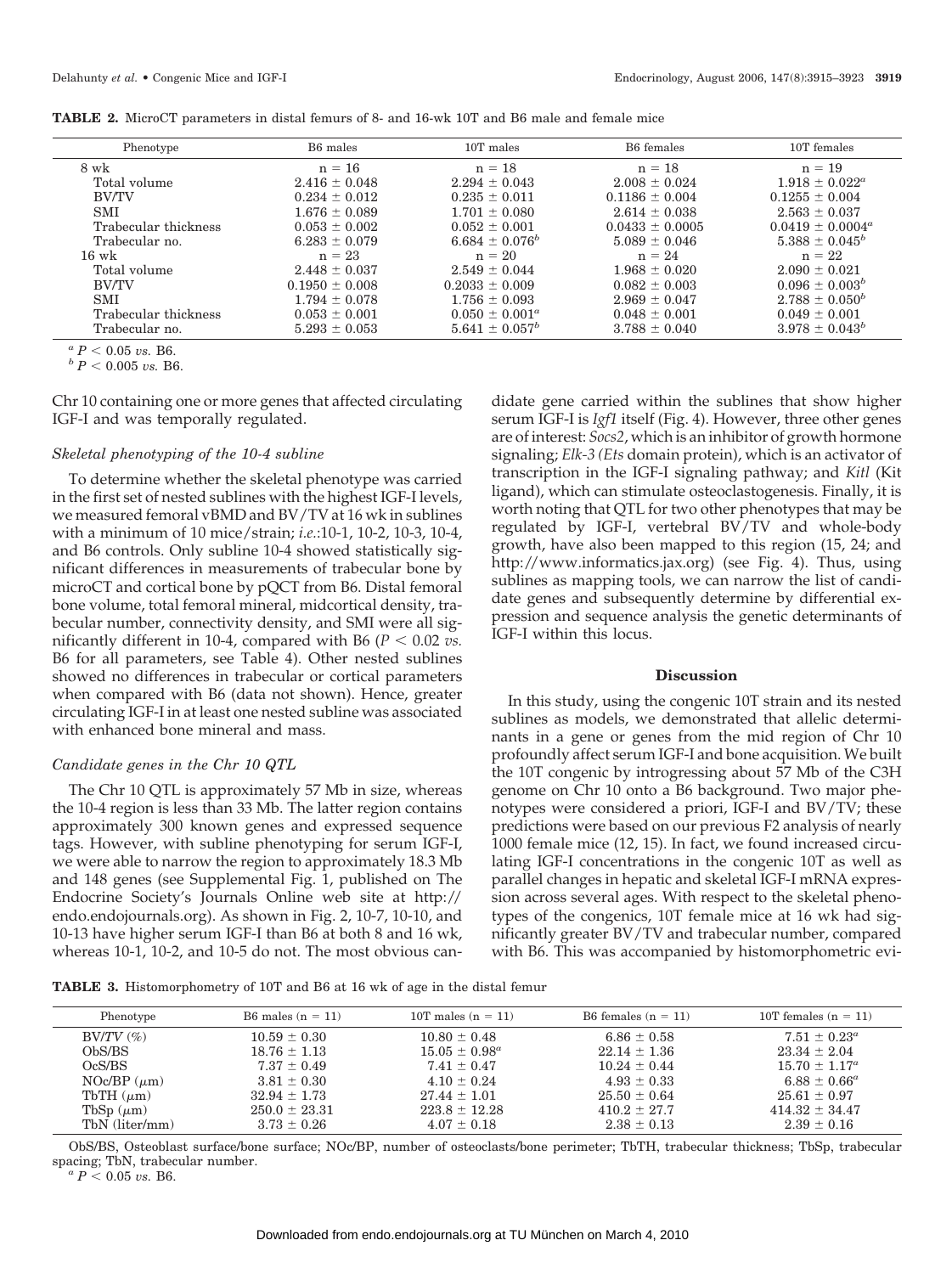**TABLE 2.** MicroCT parameters in distal femurs of 8- and 16-wk 10T and B6 male and female mice

| Phenotype | B6 males | 10T males | B6 females | 10T females |
|---|---|---|---|---|
| 8 wk | n = 16 | n = 18 | n = 18 | n = 19 |
| Total volume | 2.416 ± 0.048 | 2.294 ± 0.043 | 2.008 ± 0.024 | 1.918 ± 0.022[a] |
| BV/TV | 0.234 ± 0.012 | 0.235 ± 0.011 | 0.1186 ± 0.004 | 0.1255 ± 0.004 |
| SMI | 1.676 ± 0.089 | 1.701 ± 0.080 | 2.614 ± 0.038 | 2.563 ± 0.037 |
| Trabecular thickness | 0.053 ± 0.002 | 0.052 ± 0.001 | 0.0433 ± 0.0005 | 0.0419 ± 0.0004[a] |
| Trabecular no. | 6.283 ± 0.079 | 6.684 ± 0.076[b] | 5.089 ± 0.046 | 5.388 ± 0.045[b] |
| 16 wk | n = 23 | n = 20 | n = 24 | n = 22 |
| Total volume | 2.448 ± 0.037 | 2.549 ± 0.044 | 1.968 ± 0.020 | 2.090 ± 0.021 |
| BV/TV | 0.1950 ± 0.008 | 0.2033 ± 0.009 | 0.082 ± 0.003 | 0.096 ± 0.003[b] |
| SMI | 1.794 ± 0.078 | 1.756 ± 0.093 | 2.969 ± 0.047 | 2.788 ± 0.050[b] |
| Trabecular thickness | 0.053 ± 0.001 | 0.050 ± 0.001[a] | 0.048 ± 0.001 | 0.049 ± 0.001 |
| Trabecular no. | 5.293 ± 0.053 | 5.641 ± 0.057[b] | 3.788 ± 0.040 | 3.978 ± 0.043[b] |

[a] $P < 0.05$ *vs.* B6.
[b] $P < 0.005$ *vs.* B6.

Chr 10 containing one or more genes that affected circulating IGF-I and was temporally regulated.

### *Skeletal phenotyping of the 10-4 subline*

To determine whether the skeletal phenotype was carried in the first set of nested sublines with the highest IGF-I levels, we measured femoral vBMD and BV/TV at 16 wk in sublines with a minimum of 10 mice/strain; *i.e.*:10-1, 10-2, 10-3, 10-4, and B6 controls. Only subline 10-4 showed statistically significant differences in measurements of trabecular bone by microCT and cortical bone by pQCT from B6. Distal femoral bone volume, total femoral mineral, midcortical density, trabecular number, connectivity density, and SMI were all significantly different in 10-4, compared with B6 ($P < 0.02$ *vs.* B6 for all parameters, see Table 4). Other nested sublines showed no differences in trabecular or cortical parameters when compared with B6 (data not shown). Hence, greater circulating IGF-I in at least one nested subline was associated with enhanced bone mineral and mass.

### *Candidate genes in the Chr 10 QTL*

The Chr 10 QTL is approximately 57 Mb in size, whereas the 10-4 region is less than 33 Mb. The latter region contains approximately 300 known genes and expressed sequence tags. However, with subline phenotyping for serum IGF-I, we were able to narrow the region to approximately 18.3 Mb and 148 genes (see Supplemental Fig. 1, published on The Endocrine Society's Journals Online web site at http://endo.endojournals.org). As shown in Fig. 2, 10-7, 10-10, and 10-13 have higher serum IGF-I than B6 at both 8 and 16 wk, whereas 10-1, 10-2, and 10-5 do not. The most obvious candidate gene carried within the sublines that show higher serum IGF-I is *Igf1* itself (Fig. 4). However, three other genes are of interest: *Socs2*, which is an inhibitor of growth hormone signaling; *Elk-3 (Ets* domain protein), which is an activator of transcription in the IGF-I signaling pathway; and *Kitl* (Kit ligand), which can stimulate osteoclastogenesis. Finally, it is worth noting that QTL for two other phenotypes that may be regulated by IGF-I, vertebral BV/TV and whole-body growth, have also been mapped to this region (15, 24; and http://www.informatics.jax.org) (see Fig. 4). Thus, using sublines as mapping tools, we can narrow the list of candidate genes and subsequently determine by differential expression and sequence analysis the genetic determinants of IGF-I within this locus.

## Discussion

In this study, using the congenic 10T strain and its nested sublines as models, we demonstrated that allelic determinants in a gene or genes from the mid region of Chr 10 profoundly affect serum IGF-I and bone acquisition. We built the 10T congenic by introgressing about 57 Mb of the C3H genome on Chr 10 onto a B6 background. Two major phenotypes were considered a priori, IGF-I and BV/TV; these predictions were based on our previous F2 analysis of nearly 1000 female mice (12, 15). In fact, we found increased circulating IGF-I concentrations in the congenic 10T as well as parallel changes in hepatic and skeletal IGF-I mRNA expression across several ages. With respect to the skeletal phenotypes of the congenics, 10T female mice at 16 wk had significantly greater BV/TV and trabecular number, compared with B6. This was accompanied by histomorphometric evi-

**TABLE 3.** Histomorphometry of 10T and B6 at 16 wk of age in the distal femur

| Phenotype | B6 males (n = 11) | 10T males (n = 11) | B6 females (n = 11) | 10T females (n = 11) |
|---|---|---|---|---|
| BV/*TV* (%) | 10.59 ± 0.30 | 10.80 ± 0.48 | 6.86 ± 0.58 | 7.51 ± 0.23[a] |
| ObS/BS | 18.76 ± 1.13 | 15.05 ± 0.98[a] | 22.14 ± 1.36 | 23.34 ± 2.04 |
| OcS/BS | 7.37 ± 0.49 | 7.41 ± 0.47 | 10.24 ± 0.44 | 15.70 ± 1.17[a] |
| NOc/BP ($\mu$m) | 3.81 ± 0.30 | 4.10 ± 0.24 | 4.93 ± 0.33 | 6.88 ± 0.66[a] |
| TbTH ($\mu$m) | 32.94 ± 1.73 | 27.44 ± 1.01 | 25.50 ± 0.64 | 25.61 ± 0.97 |
| TbSp ($\mu$m) | 250.0 ± 23.31 | 223.8 ± 12.28 | 410.2 ± 27.7 | 414.32 ± 34.47 |
| TbN (liter/mm) | 3.73 ± 0.26 | 4.07 ± 0.18 | 2.38 ± 0.13 | 2.39 ± 0.16 |

ObS/BS, Osteoblast surface/bone surface; NOc/BP, number of osteoclasts/bone perimeter; TbTH, trabecular thickness; TbSp, trabecular spacing; TbN, trabecular number.
[a] $P < 0.05$ *vs.* B6.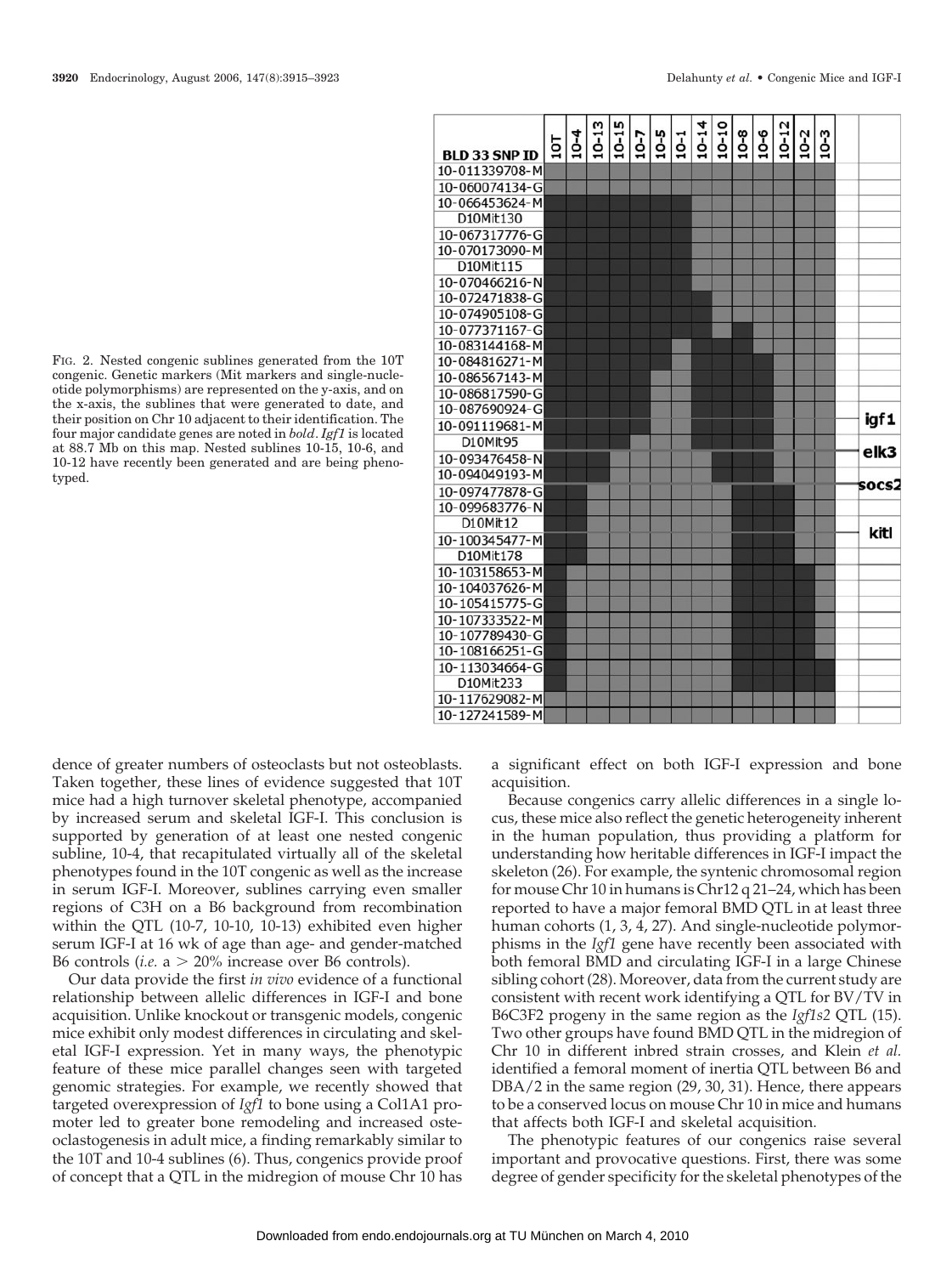FIG. 2. Nested congenic sublines generated from the 10T congenic. Genetic markers (Mit markers and single-nucleotide polymorphisms) are represented on the y-axis, and on the x-axis, the sublines that were generated to date, and their position on Chr 10 adjacent to their identification. The four major candidate genes are noted in **bold**. *Igf1* is located at 88.7 Mb on this map. Nested sublines 10-15, 10-6, and 10-12 have recently been generated and are being phenotyped.

dence of greater numbers of osteoclasts but not osteoblasts. Taken together, these lines of evidence suggested that 10T mice had a high turnover skeletal phenotype, accompanied by increased serum and skeletal IGF-I. This conclusion is supported by generation of at least one nested congenic subline, 10-4, that recapitulated virtually all of the skeletal phenotypes found in the 10T congenic as well as the increase in serum IGF-I. Moreover, sublines carrying even smaller regions of C3H on a B6 background from recombination within the QTL (10-7, 10-10, 10-13) exhibited even higher serum IGF-I at 16 wk of age than age- and gender-matched B6 controls (*i.e.* a > 20% increase over B6 controls).

Our data provide the first *in vivo* evidence of a functional relationship between allelic differences in IGF-I and bone acquisition. Unlike knockout or transgenic models, congenic mice exhibit only modest differences in circulating and skeletal IGF-I expression. Yet in many ways, the phenotypic feature of these mice parallel changes seen with targeted genomic strategies. For example, we recently showed that targeted overexpression of *Igf1* to bone using a Col1A1 promoter led to greater bone remodeling and increased osteoclastogenesis in adult mice, a finding remarkably similar to the 10T and 10-4 sublines (6). Thus, congenics provide proof of concept that a QTL in the midregion of mouse Chr 10 has a significant effect on both IGF-I expression and bone acquisition.

Because congenics carry allelic differences in a single locus, these mice also reflect the genetic heterogeneity inherent in the human population, thus providing a platform for understanding how heritable differences in IGF-I impact the skeleton (26). For example, the syntenic chromosomal region for mouse Chr 10 in humans is Chr12 q 21–24, which has been reported to have a major femoral BMD QTL in at least three human cohorts (1, 3, 4, 27). And single-nucleotide polymorphisms in the *Igf1* gene have recently been associated with both femoral BMD and circulating IGF-I in a large Chinese sibling cohort (28). Moreover, data from the current study are consistent with recent work identifying a QTL for BV/TV in B6C3F2 progeny in the same region as the *Igf1s2* QTL (15). Two other groups have found BMD QTL in the midregion of Chr 10 in different inbred strain crosses, and Klein *et al.* identified a femoral moment of inertia QTL between B6 and DBA/2 in the same region (29, 30, 31). Hence, there appears to be a conserved locus on mouse Chr 10 in mice and humans that affects both IGF-I and skeletal acquisition.

The phenotypic features of our congenics raise several important and provocative questions. First, there was some degree of gender specificity for the skeletal phenotypes of the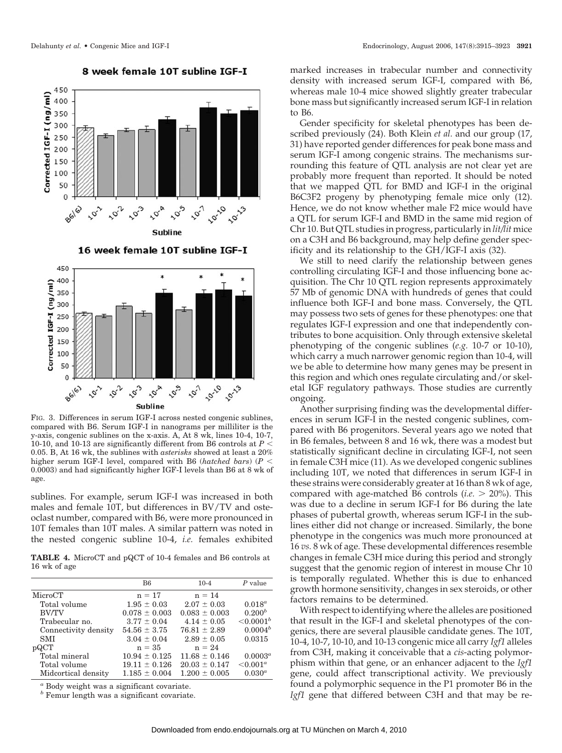FIG. 3. Differences in serum IGF-I across nested congenic sublines, compared with B6. Serum IGF-I in nanograms per milliliter is the y-axis, congenic sublines on the x-axis. A, At 8 wk, lines 10-4, 10-7, 10-10, and 10-13 are significantly different from B6 controls at $P < 0.05$. B, At 16 wk, the sublines with *asterisks* showed at least a 20% higher serum IGF-I level, compared with B6 (*hatched bars*) ($P < 0.0003$) and had significantly higher IGF-I levels than B6 at 8 wk of age.

sublines. For example, serum IGF-I was increased in both males and female 10T, but differences in BV/TV and osteoclast number, compared with B6, were more pronounced in 10T females than 10T males. A similar pattern was noted in the nested congenic subline 10-4, *i.e.* females exhibited marked increases in trabecular number and connectivity density with increased serum IGF-I, compared with B6, whereas male 10-4 mice showed slightly greater trabecular bone mass but significantly increased serum IGF-I in relation to B6.

**TABLE 4.** MicroCT and pQCT of 10-4 females and B6 controls at 16 wk of age

| | B6 | 10-4 | P value |
|---|---|---|---|
| MicroCT | n = 17 | n = 14 | |
| Total volume | 1.95 ± 0.03 | 2.07 ± 0.03 | 0.018[a] |
| BV/TV | 0.078 ± 0.003 | 0.083 ± 0.003 | 0.200[b] |
| Trabecular no. | 3.77 ± 0.04 | 4.14 ± 0.05 | <0.0001[b] |
| Connectivity density | 54.56 ± 3.75 | 76.81 ± 2.89 | 0.0004[b] |
| SMI | 3.04 ± 0.04 | 2.89 ± 0.05 | 0.0315 |
| pQCT | n = 35 | n = 24 | |
| Total mineral | 10.94 ± 0.125 | 11.68 ± 0.146 | 0.0003[a] |
| Total volume | 19.11 ± 0.126 | 20.03 ± 0.147 | <0.001[a] |
| Midcortical density | 1.185 ± 0.004 | 1.200 ± 0.005 | 0.030[a] |

[a] Body weight was a significant covariate.
[b] Femur length was a significant covariate.

Gender specificity for skeletal phenotypes has been described previously (24). Both Klein *et al.* and our group (17, 31) have reported gender differences for peak bone mass and serum IGF-I among congenic strains. The mechanisms surrounding this feature of QTL analysis are not clear yet are probably more frequent than reported. It should be noted that we mapped QTL for BMD and IGF-I in the original B6C3F2 progeny by phenotyping female mice only (12). Hence, we do not know whether male F2 mice would have a QTL for serum IGF-I and BMD in the same mid region of Chr 10. But QTL studies in progress, particularly in *lit/lit* mice on a C3H and B6 background, may help define gender specificity and its relationship to the GH/IGF-I axis (32).

We still to need clarify the relationship between genes controlling circulating IGF-I and those influencing bone acquisition. The Chr 10 QTL region represents approximately 57 Mb of genomic DNA with hundreds of genes that could influence both IGF-I and bone mass. Conversely, the QTL may possess two sets of genes for these phenotypes: one that regulates IGF-I expression and one that independently contributes to bone acquisition. Only through extensive skeletal phenotyping of the congenic sublines (*e.g.* 10-7 or 10-10), which carry a much narrower genomic region than 10-4, will we be able to determine how many genes may be present in this region and which ones regulate circulating and/or skeletal IGF regulatory pathways. Those studies are currently ongoing.

Another surprising finding was the developmental differences in serum IGF-I in the nested congenic sublines, compared with B6 progenitors. Several years ago we noted that in B6 females, between 8 and 16 wk, there was a modest but statistically significant decline in circulating IGF-I, not seen in female C3H mice (11). As we developed congenic sublines including 10T, we noted that differences in serum IGF-I in these strains were considerably greater at 16 than 8 wk of age, compared with age-matched B6 controls (*i.e.* > 20%). This was due to a decline in serum IGF-I for B6 during the late phases of pubertal growth, whereas serum IGF-I in the sublines either did not change or increased. Similarly, the bone phenotype in the congenics was much more pronounced at 16 *vs.* 8 wk of age. These developmental differences resemble changes in female C3H mice during this period and strongly suggest that the genomic region of interest in mouse Chr 10 is temporally regulated. Whether this is due to enhanced growth hormone sensitivity, changes in sex steroids, or other factors remains to be determined.

With respect to identifying where the alleles are positioned that result in the IGF-I and skeletal phenotypes of the congenics, there are several plausible candidate genes. The 10T, 10-4, 10-7, 10-10, and 10-13 congenic mice all carry *Igf1* alleles from C3H, making it conceivable that a *cis*-acting polymorphism within that gene, or an enhancer adjacent to the *Igf1* gene, could affect transcriptional activity. We previously found a polymorphic sequence in the P1 promoter B6 in the *Igf1* gene that differed between C3H and that may be re-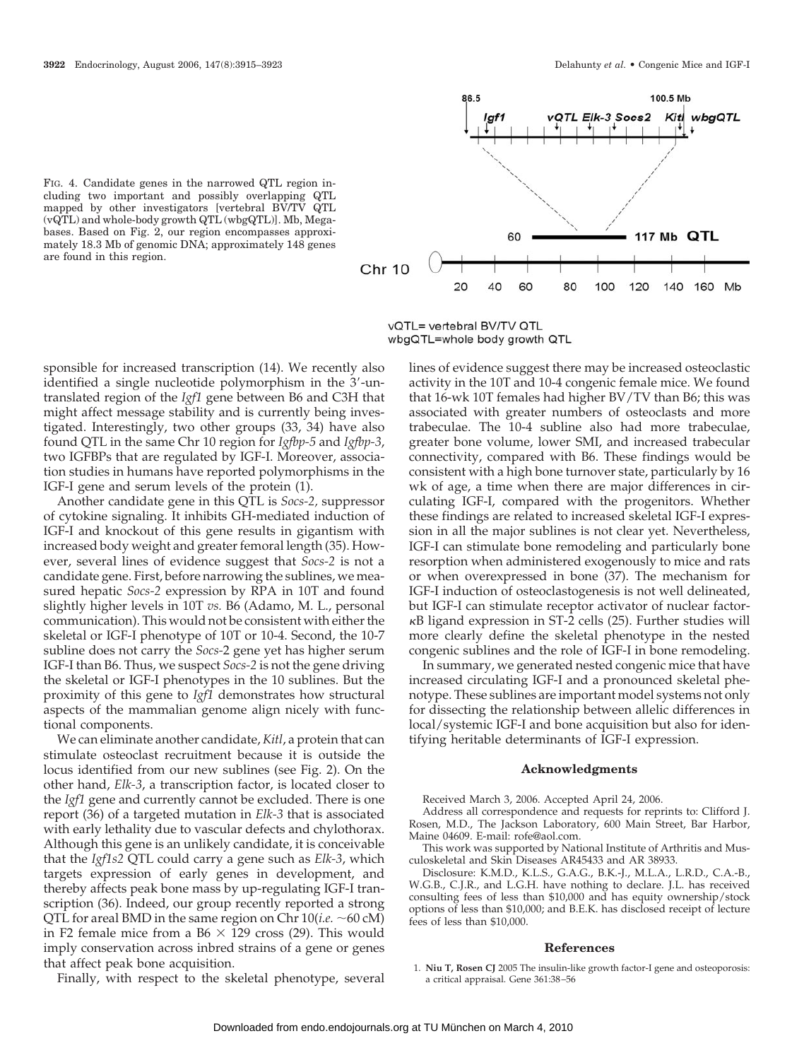FIG. 4. Candidate genes in the narrowed QTL region including two important and possibly overlapping QTL mapped by other investigators [vertebral BV/TV QTL (vQTL) and whole-body growth QTL (wbgQTL)]. Mb, Megabases. Based on Fig. 2, our region encompasses approximately 18.3 Mb of genomic DNA; approximately 148 genes are found in this region.

vQTL= vertebral BV/TV QTL
wbgQTL=whole body growth QTL

sponsible for increased transcription (14). We recently also identified a single nucleotide polymorphism in the 3′-untranslated region of the *Igf1* gene between B6 and C3H that might affect message stability and is currently being investigated. Interestingly, two other groups (33, 34) have also found QTL in the same Chr 10 region for *Igfbp-5* and *Igfbp-3*, two IGFBPs that are regulated by IGF-I. Moreover, association studies in humans have reported polymorphisms in the IGF-I gene and serum levels of the protein (1).

Another candidate gene in this QTL is *Socs-2*, suppressor of cytokine signaling. It inhibits GH-mediated induction of IGF-I and knockout of this gene results in gigantism with increased body weight and greater femoral length (35). However, several lines of evidence suggest that *Socs-2* is not a candidate gene. First, before narrowing the sublines, we measured hepatic *Socs-2* expression by RPA in 10T and found slightly higher levels in 10T *vs.* B6 (Adamo, M. L., personal communication). This would not be consistent with either the skeletal or IGF-I phenotype of 10T or 10-4. Second, the 10-7 subline does not carry the *Socs-2* gene yet has higher serum IGF-I than B6. Thus, we suspect *Socs-2* is not the gene driving the skeletal or IGF-I phenotypes in the 10 sublines. But the proximity of this gene to *Igf1* demonstrates how structural aspects of the mammalian genome align nicely with functional components.

We can eliminate another candidate, *Kitl*, a protein that can stimulate osteoclast recruitment because it is outside the locus identified from our new sublines (see Fig. 2). On the other hand, *Elk-3*, a transcription factor, is located closer to the *Igf1* gene and currently cannot be excluded. There is one report (36) of a targeted mutation in *Elk-3* that is associated with early lethality due to vascular defects and chylothorax. Although this gene is an unlikely candidate, it is conceivable that the *Igf1s2* QTL could carry a gene such as *Elk-3*, which targets expression of early genes in development, and thereby affects peak bone mass by up-regulating IGF-I transcription (36). Indeed, our group recently reported a strong QTL for areal BMD in the same region on Chr 10(*i.e.* ~60 cM) in F2 female mice from a B6 × 129 cross (29). This would imply conservation across inbred strains of a gene or genes that affect peak bone acquisition.

Finally, with respect to the skeletal phenotype, several lines of evidence suggest there may be increased osteoclastic activity in the 10T and 10-4 congenic female mice. We found that 16-wk 10T females had higher BV/TV than B6; this was associated with greater numbers of osteoclasts and more trabeculae. The 10-4 subline also had more trabeculae, greater bone volume, lower SMI, and increased trabecular connectivity, compared with B6. These findings would be consistent with a high bone turnover state, particularly by 16 wk of age, a time when there are major differences in circulating IGF-I, compared with the progenitors. Whether these findings are related to increased skeletal IGF-I expression in all the major sublines is not clear yet. Nevertheless, IGF-I can stimulate bone remodeling and particularly bone resorption when administered exogenously to mice and rats or when overexpressed in bone (37). The mechanism for IGF-I induction of osteoclastogenesis is not well delineated, but IGF-I can stimulate receptor activator of nuclear factor-κB ligand expression in ST-2 cells (25). Further studies will more clearly define the skeletal phenotype in the nested congenic sublines and the role of IGF-I in bone remodeling.

In summary, we generated nested congenic mice that have increased circulating IGF-I and a pronounced skeletal phenotype. These sublines are important model systems not only for dissecting the relationship between allelic differences in local/systemic IGF-I and bone acquisition but also for identifying heritable determinants of IGF-I expression.

## Acknowledgments

Received March 3, 2006. Accepted April 24, 2006.

Address all correspondence and requests for reprints to: Clifford J. Rosen, M.D., The Jackson Laboratory, 600 Main Street, Bar Harbor, Maine 04609. E-mail: rofe@aol.com.

This work was supported by National Institute of Arthritis and Musculoskeletal and Skin Diseases AR45433 and AR 38933.

Disclosure: K.M.D., K.L.S., G.A.G., B.K.-J., M.L.A., L.R.D., C.A.-B., W.G.B., C.J.R., and L.G.H. have nothing to declare. J.L. has received consulting fees of less than $10,000 and has equity ownership/stock options of less than $10,000; and B.E.K. has disclosed receipt of lecture fees of less than $10,000.

## References

1. **Niu T, Rosen CJ** 2005 The insulin-like growth factor-I gene and osteoporosis: a critical appraisal. Gene 361:38–56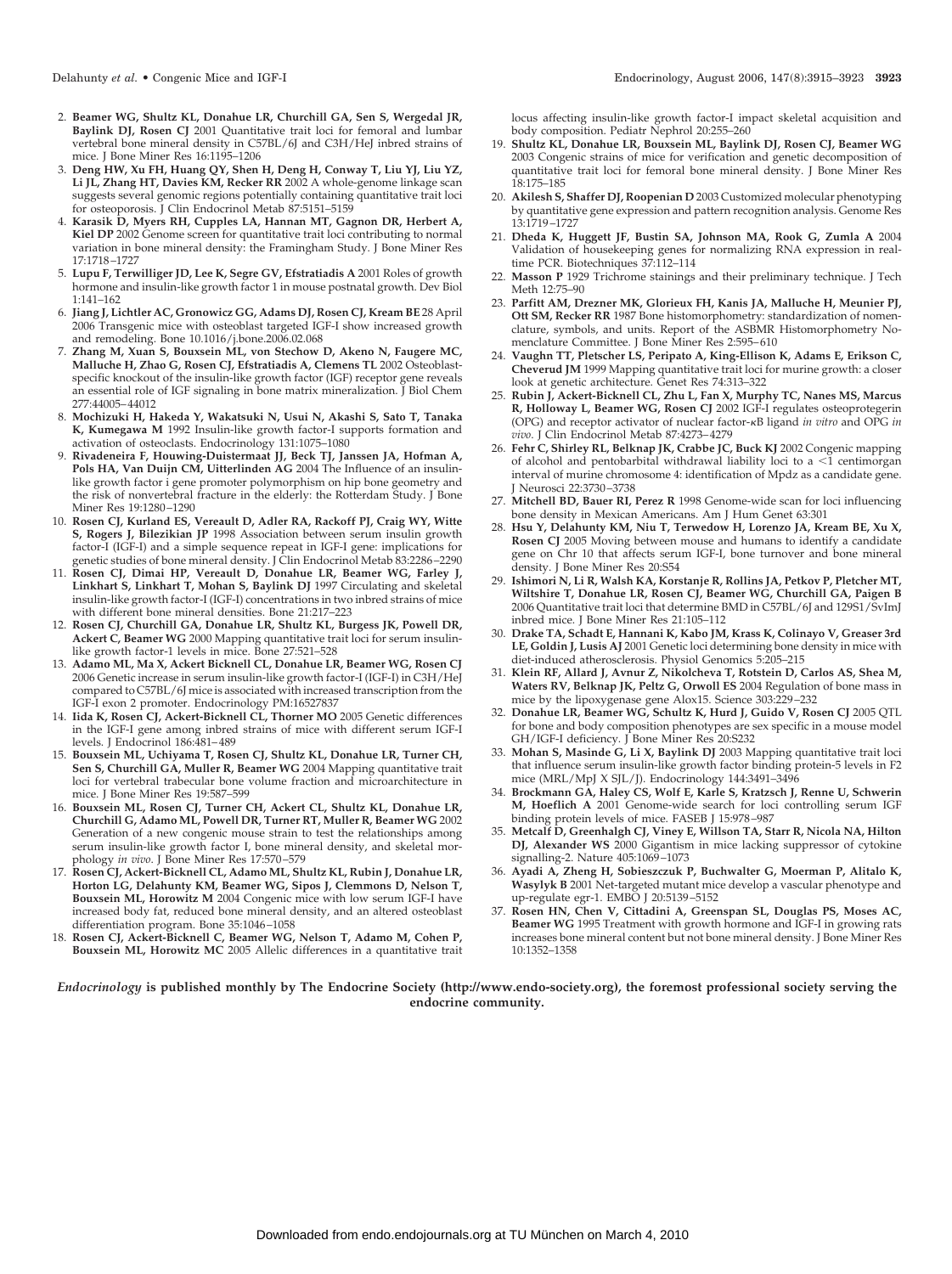2. **Beamer WG, Shultz KL, Donahue LR, Churchill GA, Sen S, Wergedal JR, Baylink DJ, Rosen CJ** 2001 Quantitative trait loci for femoral and lumbar vertebral bone mineral density in C57BL/6J and C3H/HeJ inbred strains of mice. J Bone Miner Res 16:1195–1206
3. **Deng HW, Xu FH, Huang QY, Shen H, Deng H, Conway T, Liu YJ, Liu YZ, Li JL, Zhang HT, Davies KM, Recker RR** 2002 A whole-genome linkage scan suggests several genomic regions potentially containing quantitative trait loci for osteoporosis. J Clin Endocrinol Metab 87:5151–5159
4. **Karasik D, Myers RH, Cupples LA, Hannan MT, Gagnon DR, Herbert A, Kiel DP** 2002 Genome screen for quantitative trait loci contributing to normal variation in bone mineral density: the Framingham Study. J Bone Miner Res 17:1718–1727
5. **Lupu F, Terwilliger JD, Lee K, Segre GV, Efstratiadis A** 2001 Roles of growth hormone and insulin-like growth factor 1 in mouse postnatal growth. Dev Biol 1:141–162
6. **Jiang J, Lichtler AC, Gronowicz GG, Adams DJ, Rosen CJ, Kream BE** 28 April 2006 Transgenic mice with osteoblast targeted IGF-I show increased growth and remodeling. Bone 10.1016/j.bone.2006.02.068
7. **Zhang M, Xuan S, Bouxsein ML, von Stechow D, Akeno N, Faugere MC, Malluche H, Zhao G, Rosen CJ, Efstratiadis A, Clemens TL** 2002 Osteoblast-specific knockout of the insulin-like growth factor (IGF) receptor gene reveals an essential role of IGF signaling in bone matrix mineralization. J Biol Chem 277:44005–44012
8. **Mochizuki H, Hakeda Y, Wakatsuki N, Usui N, Akashi S, Sato T, Tanaka K, Kumegawa M** 1992 Insulin-like growth factor-I supports formation and activation of osteoclasts. Endocrinology 131:1075–1080
9. **Rivadeneira F, Houwing-Duistermaat JJ, Beck TJ, Janssen JA, Hofman A, Pols HA, Van Duijn CM, Uitterlinden AG** 2004 The Influence of an insulin-like growth factor i gene promoter polymorphism on hip bone geometry and the risk of nonvertebral fracture in the elderly: the Rotterdam Study. J Bone Miner Res 19:1280–1290
10. **Rosen CJ, Kurland ES, Vereault D, Adler RA, Rackoff PJ, Craig WY, Witte S, Rogers J, Bilezikian JP** 1998 Association between serum insulin growth factor-I (IGF-I) and a simple sequence repeat in IGF-I gene: implications for genetic studies of bone mineral density. J Clin Endocrinol Metab 83:2286–2290
11. **Rosen CJ, Dimai HP, Vereault D, Donahue LR, Beamer WG, Farley J, Linkhart S, Linkhart T, Mohan S, Baylink DJ** 1997 Circulating and skeletal insulin-like growth factor-I (IGF-I) concentrations in two inbred strains of mice with different bone mineral densities. Bone 21:217–223
12. **Rosen CJ, Churchill GA, Donahue LR, Shultz KL, Burgess JK, Powell DR, Ackert C, Beamer WG** 2000 Mapping quantitative trait loci for serum insulin-like growth factor-1 levels in mice. Bone 27:521–528
13. **Adamo ML, Ma X, Ackert Bicknell CL, Donahue LR, Beamer WG, Rosen CJ** 2006 Genetic increase in serum insulin-like growth factor-I (IGF-I) in C3H/HeJ compared to C57BL/6J mice is associated with increased transcription from the IGF-I exon 2 promoter. Endocrinology PM:16527837
14. **Iida K, Rosen CJ, Ackert-Bicknell CL, Thorner MO** 2005 Genetic differences in the IGF-I gene among inbred strains of mice with different serum IGF-I levels. J Endocrinol 186:481–489
15. **Bouxsein ML, Uchiyama T, Rosen CJ, Shultz KL, Donahue LR, Turner CH, Sen S, Churchill GA, Muller R, Beamer WG** 2004 Mapping quantitative trait loci for vertebral trabecular bone volume fraction and microarchitecture in mice. J Bone Miner Res 19:587–599
16. **Bouxsein ML, Rosen CJ, Turner CH, Ackert CL, Shultz KL, Donahue LR, Churchill G, Adamo ML, Powell DR, Turner RT, Muller R, Beamer WG** 2002 Generation of a new congenic mouse strain to test the relationships among serum insulin-like growth factor I, bone mineral density, and skeletal morphology *in vivo*. J Bone Miner Res 17:570–579
17. **Rosen CJ, Ackert-Bicknell CL, Adamo ML, Shultz KL, Rubin J, Donahue LR, Horton LG, Delahunty KM, Beamer WG, Sipos J, Clemmons D, Nelson T, Bouxsein ML, Horowitz M** 2004 Congenic mice with low serum IGF-I have increased body fat, reduced bone mineral density, and an altered osteoblast differentiation program. Bone 35:1046–1058
18. **Rosen CJ, Ackert-Bicknell C, Beamer WG, Nelson T, Adamo M, Cohen P, Bouxsein ML, Horowitz MC** 2005 Allelic differences in a quantitative trait locus affecting insulin-like growth factor-I impact skeletal acquisition and body composition. Pediatr Nephrol 20:255–260
19. **Shultz KL, Donahue LR, Bouxsein ML, Baylink DJ, Rosen CJ, Beamer WG** 2003 Congenic strains of mice for verification and genetic decomposition of quantitative trait loci for femoral bone mineral density. J Bone Miner Res 18:175–185
20. **Akilesh S, Shaffer DJ, Roopenian D** 2003 Customized molecular phenotyping by quantitative gene expression and pattern recognition analysis. Genome Res 13:1719–1727
21. **Dheda K, Huggett JF, Bustin SA, Johnson MA, Rook G, Zumla A** 2004 Validation of housekeeping genes for normalizing RNA expression in real-time PCR. Biotechniques 37:112–114
22. **Masson P** 1929 Trichrome stainings and their preliminary technique. J Tech Meth 12:75–90
23. **Parfitt AM, Drezner MK, Glorieux FH, Kanis JA, Malluche H, Meunier PJ, Ott SM, Recker RR** 1987 Bone histomorphometry: standardization of nomenclature, symbols, and units. Report of the ASBMR Histomorphometry Nomenclature Committee. J Bone Miner Res 2:595–610
24. **Vaughn TT, Pletscher LS, Peripato A, King-Ellison K, Adams E, Erikson C, Cheverud JM** 1999 Mapping quantitative trait loci for murine growth: a closer look at genetic architecture. Genet Res 74:313–322
25. **Rubin J, Ackert-Bicknell CL, Zhu L, Fan X, Murphy TC, Nanes MS, Marcus R, Holloway L, Beamer WG, Rosen CJ** 2002 IGF-I regulates osteoprotegerin (OPG) and receptor activator of nuclear factor-κB ligand *in vitro* and OPG *in vivo*. J Clin Endocrinol Metab 87:4273–4279
26. **Fehr C, Shirley RL, Belknap JK, Crabbe JC, Buck KJ** 2002 Congenic mapping of alcohol and pentobarbital withdrawal liability loci to a <1 centimorgan interval of murine chromosome 4: identification of Mpdz as a candidate gene. J Neurosci 22:3730–3738
27. **Mitchell BD, Bauer RI, Perez R** 1998 Genome-wide scan for loci influencing bone density in Mexican Americans. Am J Hum Genet 63:301
28. **Hsu Y, Delahunty KM, Niu T, Terwedow H, Lorenzo JA, Kream BE, Xu X, Rosen CJ** 2005 Moving between mouse and humans to identify a candidate gene on Chr 10 that affects serum IGF-I, bone turnover and bone mineral density. J Bone Miner Res 20:S54
29. **Ishimori N, Li R, Walsh KA, Korstanje R, Rollins JA, Petkov P, Pletcher MT, Wiltshire T, Donahue LR, Rosen CJ, Beamer WG, Churchill GA, Paigen B** 2006 Quantitative trait loci that determine BMD in C57BL/6J and 129S1/SvImJ inbred mice. J Bone Miner Res 21:105–112
30. **Drake TA, Schadt E, Hannani K, Kabo JM, Krass K, Colinayo V, Greaser 3rd LE, Goldin J, Lusis AJ** 2001 Genetic loci determining bone density in mice with diet-induced atherosclerosis. Physiol Genomics 5:205–215
31. **Klein RF, Allard J, Avnur Z, Nikolcheva T, Rotstein D, Carlos AS, Shea M, Waters RV, Belknap JK, Peltz G, Orwoll ES** 2004 Regulation of bone mass in mice by the lipoxygenase gene Alox15. Science 303:229–232
32. **Donahue LR, Beamer WG, Schultz K, Hurd J, Guido V, Rosen CJ** 2005 QTL for bone and body composition phenotypes are sex specific in a mouse model GH/IGF-I deficiency. J Bone Miner Res 20:S232
33. **Mohan S, Masinde G, Li X, Baylink DJ** 2003 Mapping quantitative trait loci that influence serum insulin-like growth factor binding protein-5 levels in F2 mice (MRL/MpJ X SJL/J). Endocrinology 144:3491–3496
34. **Brockmann GA, Haley CS, Wolf E, Karle S, Kratzsch J, Renne U, Schwerin M, Hoeflich A** 2001 Genome-wide search for loci controlling serum IGF binding protein levels of mice. FASEB J 15:978–987
35. **Metcalf D, Greenhalgh CJ, Viney E, Willson TA, Starr R, Nicola NA, Hilton DJ, Alexander WS** 2000 Gigantism in mice lacking suppressor of cytokine signalling-2. Nature 405:1069–1073
36. **Ayadi A, Zheng H, Sobieszczuk P, Buchwalter G, Moerman P, Alitalo K, Wasylyk B** 2001 Net-targeted mutant mice develop a vascular phenotype and up-regulate egr-1. EMBO J 20:5139–5152
37. **Rosen HN, Chen V, Cittadini A, Greenspan SL, Douglas PS, Moses AC, Beamer WG** 1995 Treatment with growth hormone and IGF-I in growing rats increases bone mineral content but not bone mineral density. J Bone Miner Res 10:1352–1358

***Endocrinology*** **is published monthly by The Endocrine Society (http://www.endo-society.org), the foremost professional society serving the endocrine community.**